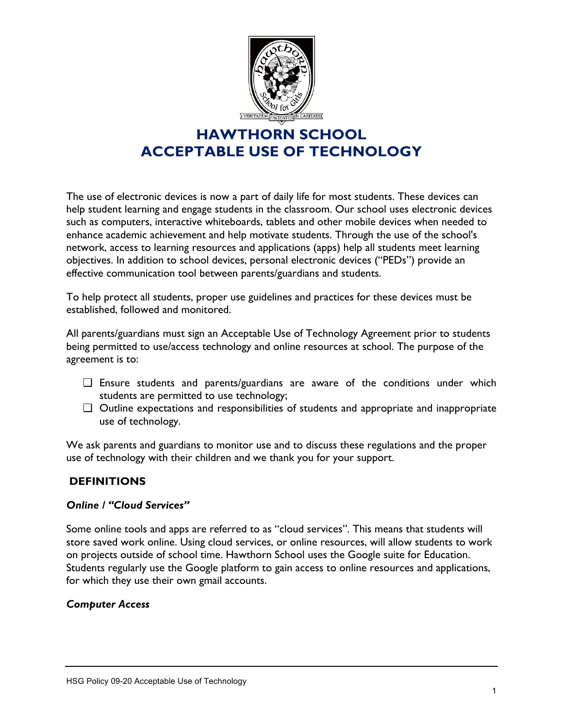# HAWTHORN SCHOOL
# ACCEPTABLE USE OF TECHNOLOGY

The use of electronic devices is now a part of daily life for most students. These devices can help student learning and engage students in the classroom. Our school uses electronic devices such as computers, interactive whiteboards, tablets and other mobile devices when needed to enhance academic achievement and help motivate students. Through the use of the school's network, access to learning resources and applications (apps) help all students meet learning objectives. In addition to school devices, personal electronic devices ("PEDs") provide an effective communication tool between parents/guardians and students.

To help protect all students, proper use guidelines and practices for these devices must be established, followed and monitored.

All parents/guardians must sign an Acceptable Use of Technology Agreement prior to students being permitted to use/access technology and online resources at school. The purpose of the agreement is to:

- ❑ Ensure students and parents/guardians are aware of the conditions under which students are permitted to use technology;
- ❑ Outline expectations and responsibilities of students and appropriate and inappropriate use of technology.

We ask parents and guardians to monitor use and to discuss these regulations and the proper use of technology with their children and we thank you for your support.

## DEFINITIONS

### *Online / "Cloud Services"*

Some online tools and apps are referred to as "cloud services". This means that students will store saved work online. Using cloud services, or online resources, will allow students to work on projects outside of school time. Hawthorn School uses the Google suite for Education. Students regularly use the Google platform to gain access to online resources and applications, for which they use their own gmail accounts.

### *Computer Access*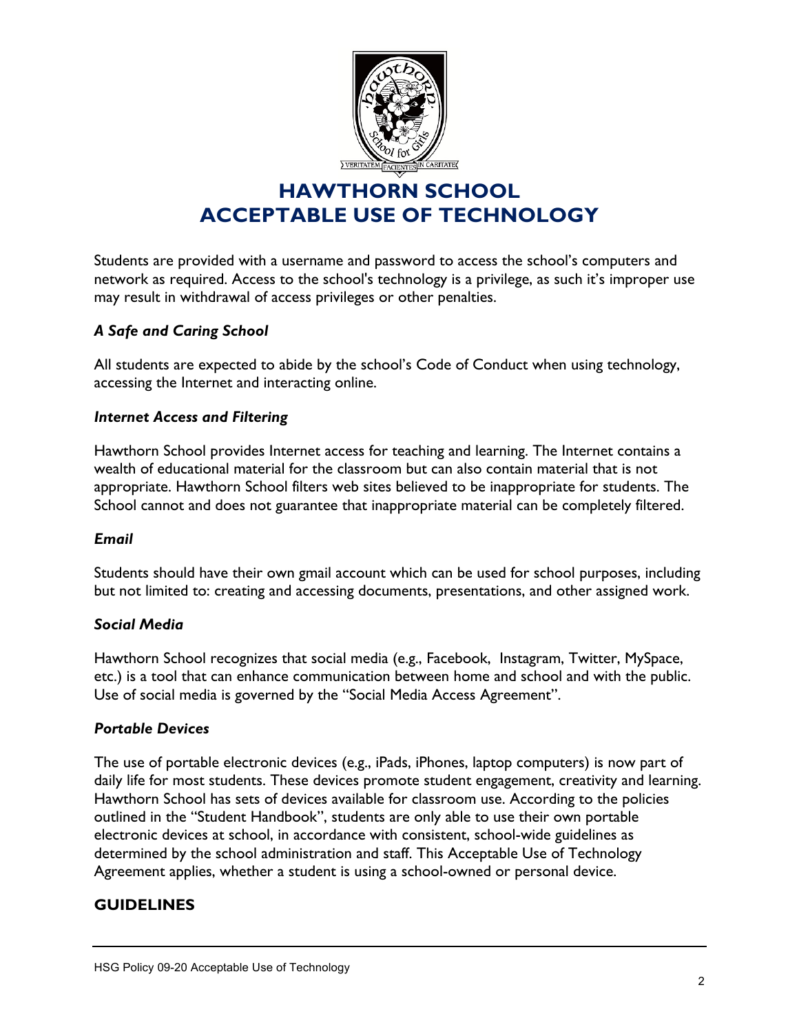# HAWTHORN SCHOOL
# ACCEPTABLE USE OF TECHNOLOGY

Students are provided with a username and password to access the school's computers and network as required. Access to the school's technology is a privilege, as such it's improper use may result in withdrawal of access privileges or other penalties.

### *A Safe and Caring School*

All students are expected to abide by the school's Code of Conduct when using technology, accessing the Internet and interacting online.

### *Internet Access and Filtering*

Hawthorn School provides Internet access for teaching and learning. The Internet contains a wealth of educational material for the classroom but can also contain material that is not appropriate. Hawthorn School filters web sites believed to be inappropriate for students. The School cannot and does not guarantee that inappropriate material can be completely filtered.

### *Email*

Students should have their own gmail account which can be used for school purposes, including but not limited to: creating and accessing documents, presentations, and other assigned work.

### *Social Media*

Hawthorn School recognizes that social media (e.g., Facebook, Instagram, Twitter, MySpace, etc.) is a tool that can enhance communication between home and school and with the public. Use of social media is governed by the "Social Media Access Agreement".

### *Portable Devices*

The use of portable electronic devices (e.g., iPads, iPhones, laptop computers) is now part of daily life for most students. These devices promote student engagement, creativity and learning. Hawthorn School has sets of devices available for classroom use. According to the policies outlined in the "Student Handbook", students are only able to use their own portable electronic devices at school, in accordance with consistent, school-wide guidelines as determined by the school administration and staff. This Acceptable Use of Technology Agreement applies, whether a student is using a school-owned or personal device.

## GUIDELINES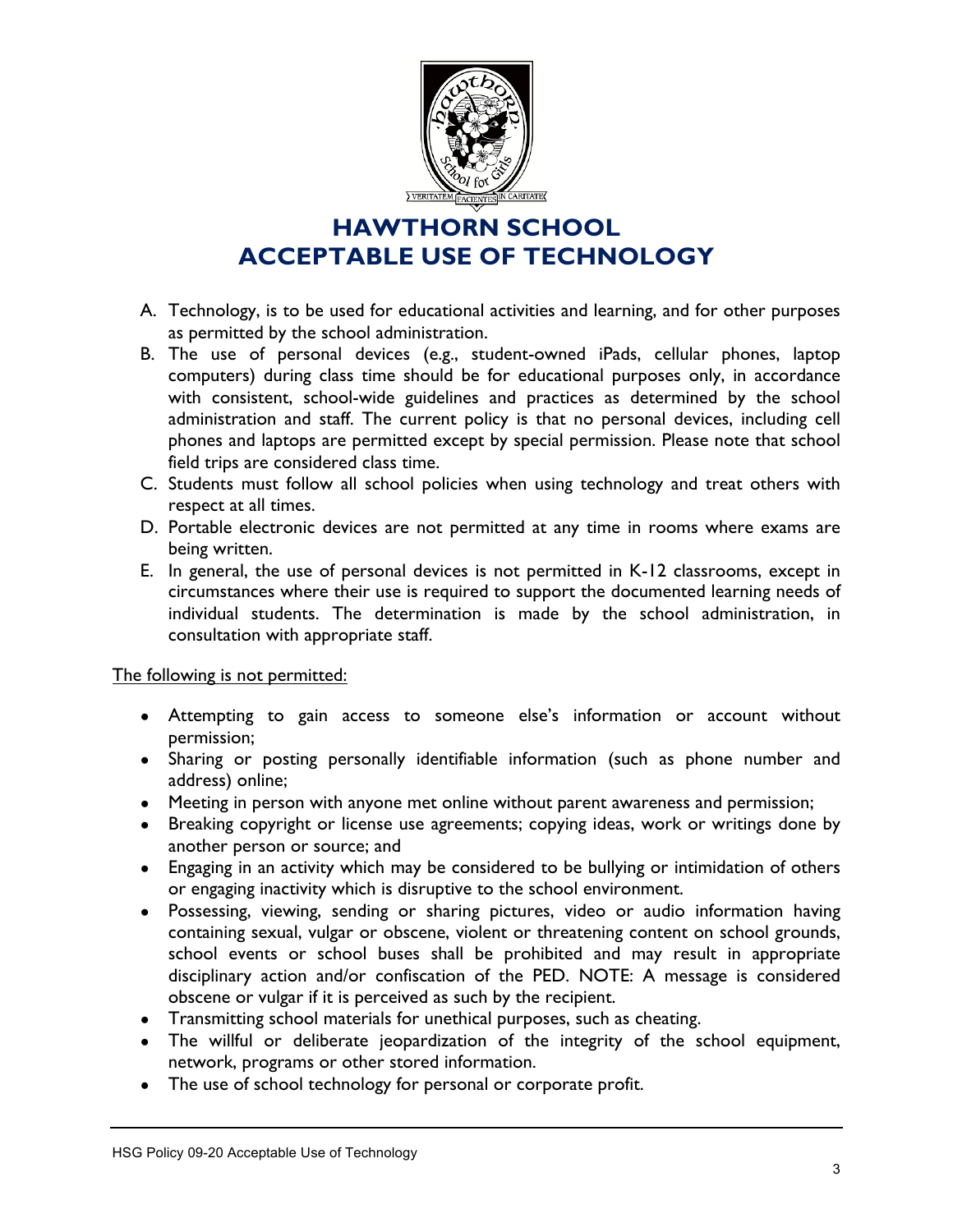# HAWTHORN SCHOOL
# ACCEPTABLE USE OF TECHNOLOGY

A. Technology, is to be used for educational activities and learning, and for other purposes as permitted by the school administration.
B. The use of personal devices (e.g., student-owned iPads, cellular phones, laptop computers) during class time should be for educational purposes only, in accordance with consistent, school-wide guidelines and practices as determined by the school administration and staff. The current policy is that no personal devices, including cell phones and laptops are permitted except by special permission. Please note that school field trips are considered class time.
C. Students must follow all school policies when using technology and treat others with respect at all times.
D. Portable electronic devices are not permitted at any time in rooms where exams are being written.
E. In general, the use of personal devices is not permitted in K-12 classrooms, except in circumstances where their use is required to support the documented learning needs of individual students. The determination is made by the school administration, in consultation with appropriate staff.

<u>The following is not permitted:</u>

- Attempting to gain access to someone else's information or account without permission;
- Sharing or posting personally identifiable information (such as phone number and address) online;
- Meeting in person with anyone met online without parent awareness and permission;
- Breaking copyright or license use agreements; copying ideas, work or writings done by another person or source; and
- Engaging in an activity which may be considered to be bullying or intimidation of others or engaging inactivity which is disruptive to the school environment.
- Possessing, viewing, sending or sharing pictures, video or audio information having containing sexual, vulgar or obscene, violent or threatening content on school grounds, school events or school buses shall be prohibited and may result in appropriate disciplinary action and/or confiscation of the PED. NOTE: A message is considered obscene or vulgar if it is perceived as such by the recipient.
- Transmitting school materials for unethical purposes, such as cheating.
- The willful or deliberate jeopardization of the integrity of the school equipment, network, programs or other stored information.
- The use of school technology for personal or corporate profit.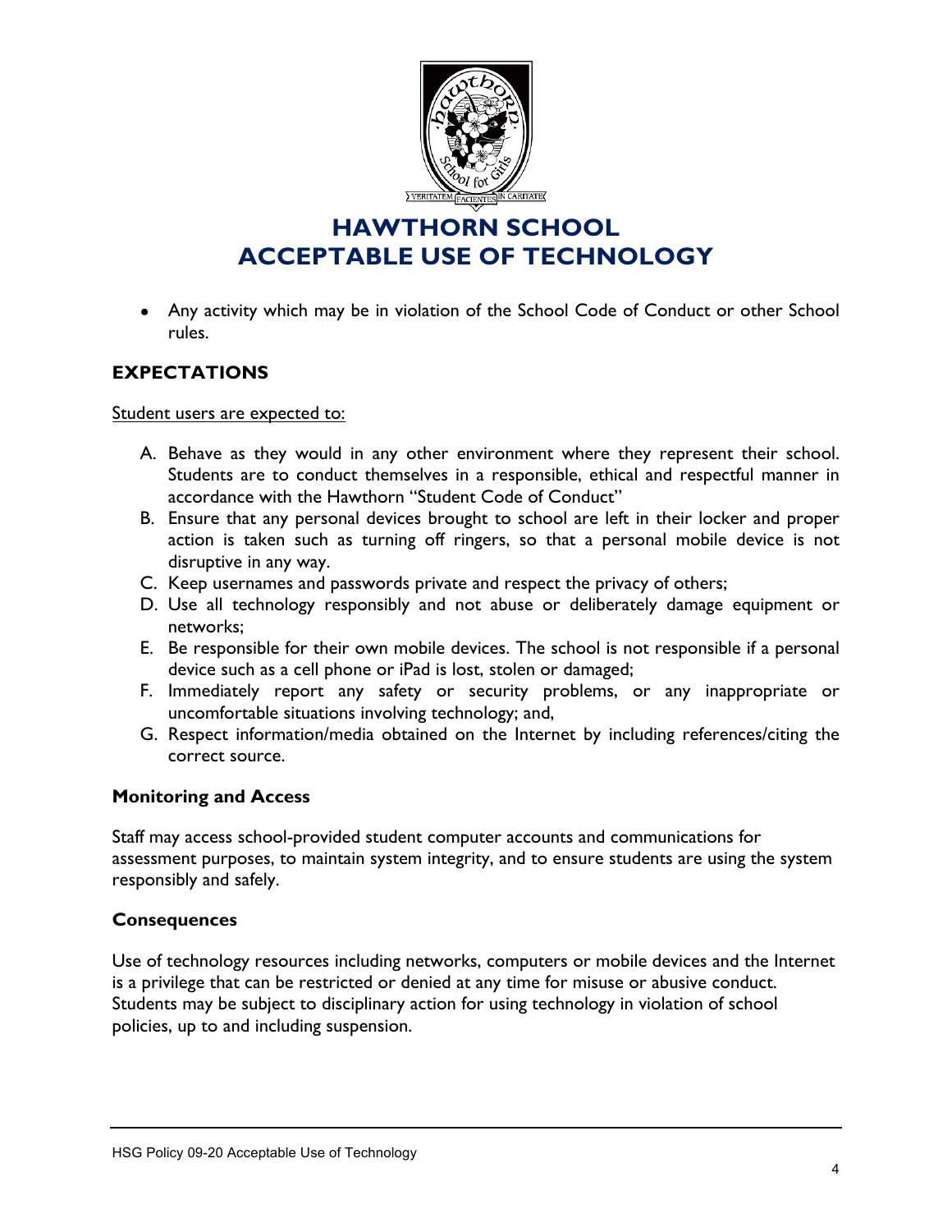- Any activity which may be in violation of the School Code of Conduct or other School rules.

## EXPECTATIONS

Student users are expected to:

A. Behave as they would in any other environment where they represent their school. Students are to conduct themselves in a responsible, ethical and respectful manner in accordance with the Hawthorn "Student Code of Conduct"
B. Ensure that any personal devices brought to school are left in their locker and proper action is taken such as turning off ringers, so that a personal mobile device is not disruptive in any way.
C. Keep usernames and passwords private and respect the privacy of others;
D. Use all technology responsibly and not abuse or deliberately damage equipment or networks;
E. Be responsible for their own mobile devices. The school is not responsible if a personal device such as a cell phone or iPad is lost, stolen or damaged;
F. Immediately report any safety or security problems, or any inappropriate or uncomfortable situations involving technology; and,
G. Respect information/media obtained on the Internet by including references/citing the correct source.

### Monitoring and Access

Staff may access school-provided student computer accounts and communications for assessment purposes, to maintain system integrity, and to ensure students are using the system responsibly and safely.

### Consequences

Use of technology resources including networks, computers or mobile devices and the Internet is a privilege that can be restricted or denied at any time for misuse or abusive conduct. Students may be subject to disciplinary action for using technology in violation of school policies, up to and including suspension.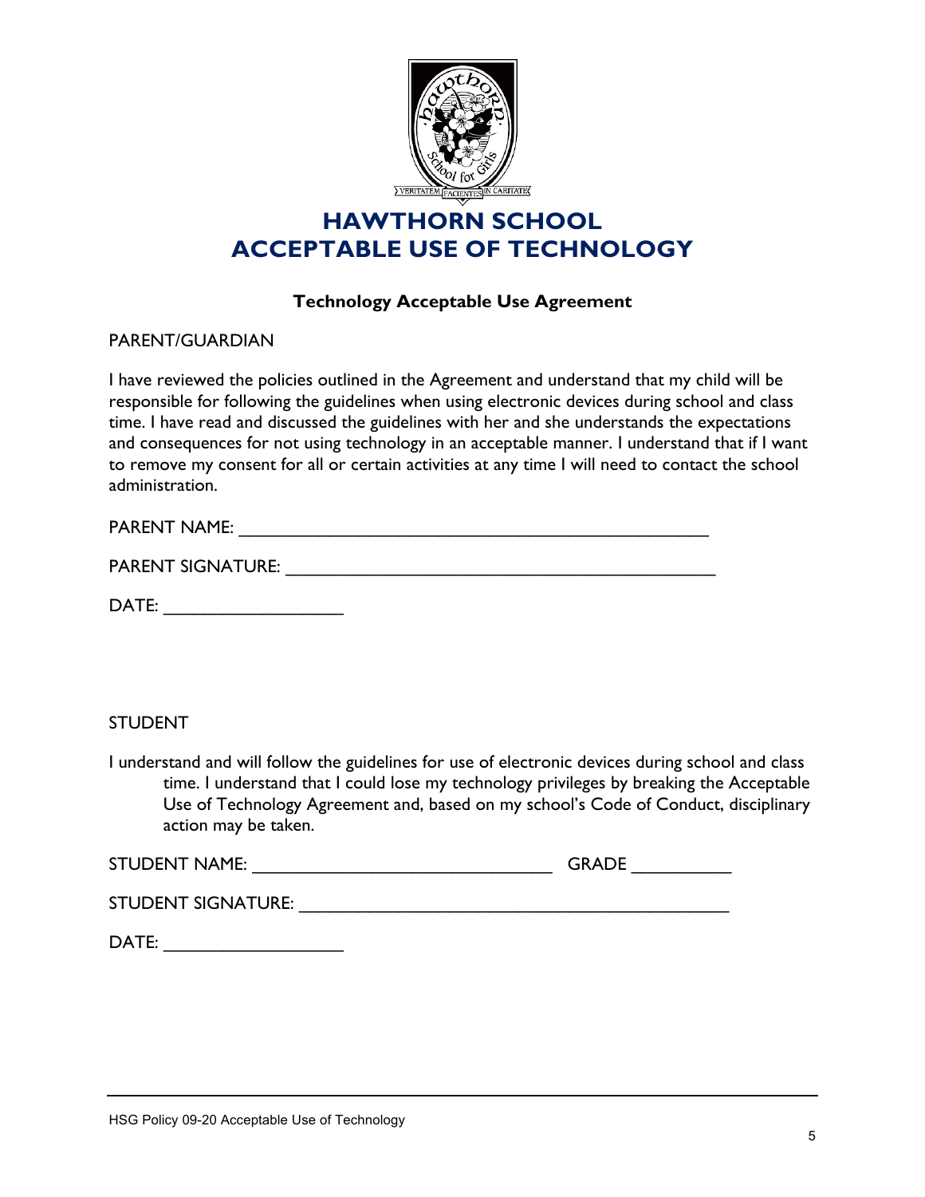# HAWTHORN SCHOOL
# ACCEPTABLE USE OF TECHNOLOGY

### Technology Acceptable Use Agreement

PARENT/GUARDIAN

I have reviewed the policies outlined in the Agreement and understand that my child will be responsible for following the guidelines when using electronic devices during school and class time. I have read and discussed the guidelines with her and she understands the expectations and consequences for not using technology in an acceptable manner. I understand that if I want to remove my consent for all or certain activities at any time I will need to contact the school administration.

PARENT NAME: ________________________________________________

PARENT SIGNATURE: ___________________________________________

DATE: __________________

STUDENT

I understand and will follow the guidelines for use of electronic devices during school and class time. I understand that I could lose my technology privileges by breaking the Acceptable Use of Technology Agreement and, based on my school's Code of Conduct, disciplinary action may be taken.

STUDENT NAME: ______________________________ GRADE __________

STUDENT SIGNATURE: __________________________________________

DATE: __________________